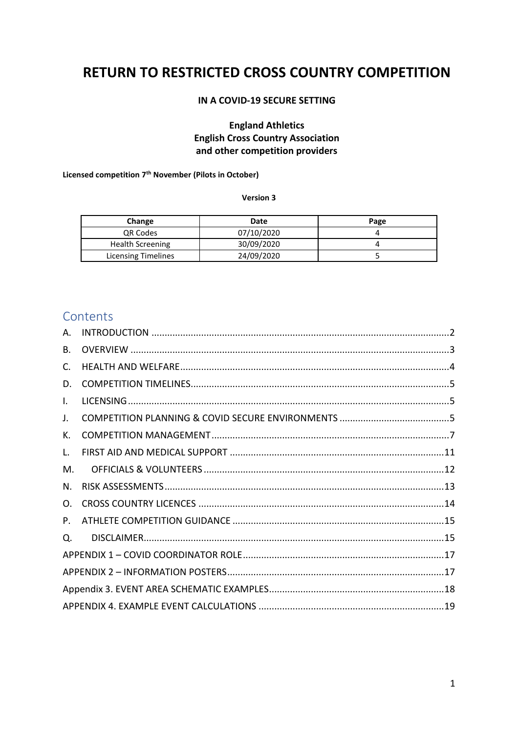# RETURN TO RESTRICTED CROSS COUNTRY COMPETITION

**IN A COVID-19 SECURE SETTING**

**England Athletics**
**English Cross Country Association**
**and other competition providers**

**Licensed competition 7th November (Pilots in October)**

**Version 3**

| Change | Date | Page |
| --- | --- | --- |
| QR Codes | 07/10/2020 | 4 |
| Health Screening | 30/09/2020 | 4 |
| Licensing Timelines | 24/09/2020 | 5 |

## Contents

A. INTRODUCTION ..... 2
B. OVERVIEW ..... 3
C. HEALTH AND WELFARE ..... 4
D. COMPETITION TIMELINES ..... 5
I. LICENSING ..... 5
J. COMPETITION PLANNING & COVID SECURE ENVIRONMENTS ..... 5
K. COMPETITION MANAGEMENT ..... 7
L. FIRST AID AND MEDICAL SUPPORT ..... 11
M. OFFICIALS & VOLUNTEERS ..... 12
N. RISK ASSESSMENTS ..... 13
O. CROSS COUNTRY LICENCES ..... 14
P. ATHLETE COMPETITION GUIDANCE ..... 15
Q. DISCLAIMER ..... 15
APPENDIX 1 – COVID COORDINATOR ROLE ..... 17
APPENDIX 2 – INFORMATION POSTERS ..... 17
Appendix 3. EVENT AREA SCHEMATIC EXAMPLES ..... 18
APPENDIX 4. EXAMPLE EVENT CALCULATIONS ..... 19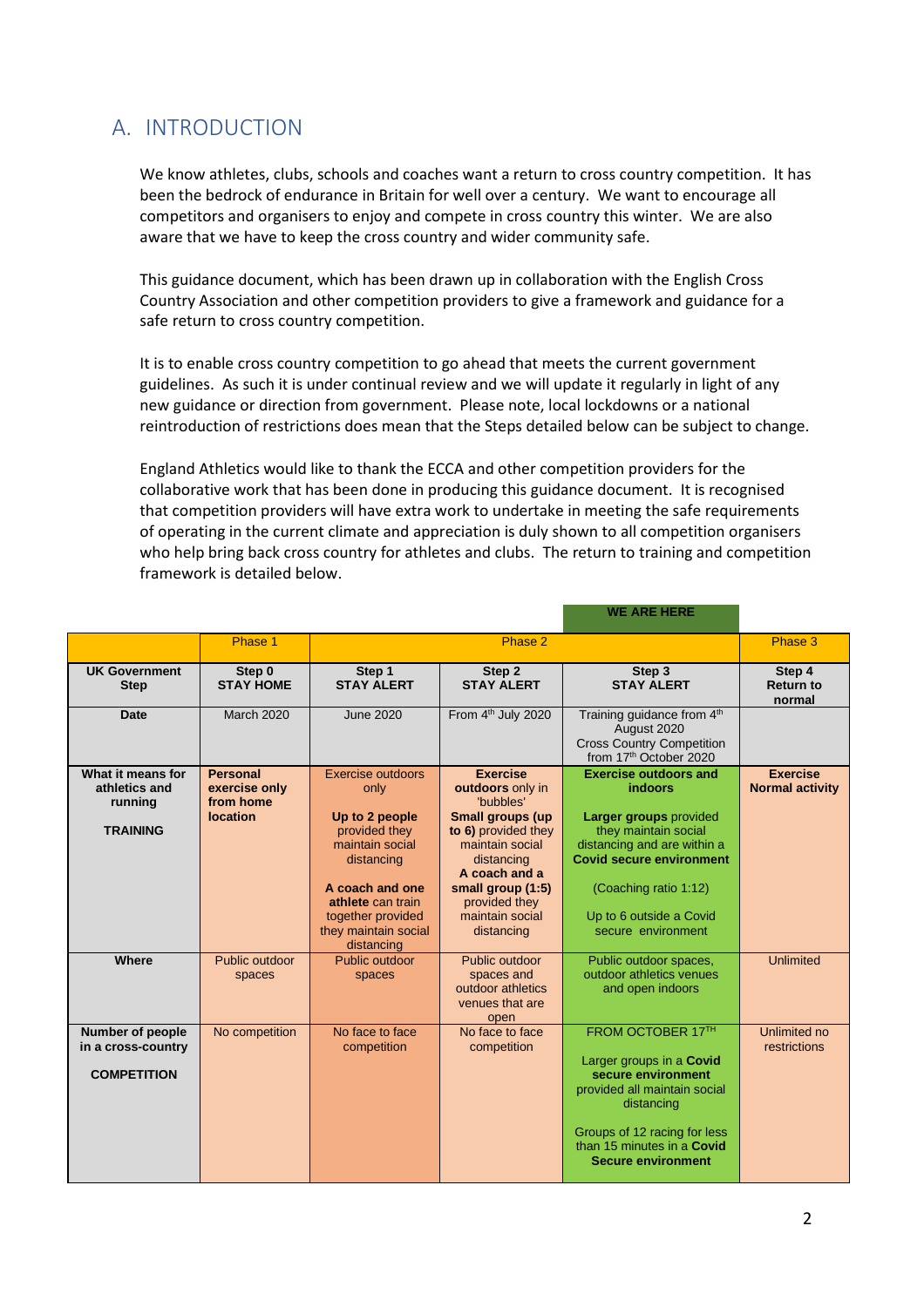## A. INTRODUCTION

We know athletes, clubs, schools and coaches want a return to cross country competition. It has been the bedrock of endurance in Britain for well over a century. We want to encourage all competitors and organisers to enjoy and compete in cross country this winter. We are also aware that we have to keep the cross country and wider community safe.

This guidance document, which has been drawn up in collaboration with the English Cross Country Association and other competition providers to give a framework and guidance for a safe return to cross country competition.

It is to enable cross country competition to go ahead that meets the current government guidelines. As such it is under continual review and we will update it regularly in light of any new guidance or direction from government. Please note, local lockdowns or a national reintroduction of restrictions does mean that the Steps detailed below can be subject to change.

England Athletics would like to thank the ECCA and other competition providers for the collaborative work that has been done in producing this guidance document. It is recognised that competition providers will have extra work to undertake in meeting the safe requirements of operating in the current climate and appreciation is duly shown to all competition organisers who help bring back cross country for athletes and clubs. The return to training and competition framework is detailed below.

| | | | | WE ARE HERE | |
|---|---|---|---|---|---|
| | Phase 1 | Phase 2 | | | Phase 3 |
| **UK Government Step** | **Step 0 STAY HOME** | **Step 1 STAY ALERT** | **Step 2 STAY ALERT** | **Step 3 STAY ALERT** | **Step 4 Return to normal** |
| **Date** | March 2020 | June 2020 | From 4th July 2020 | Training guidance from 4th August 2020<br>Cross Country Competition from 17th October 2020 | |
| **What it means for athletics and running**<br><br>**TRAINING** | **Personal exercise only from home location** | Exercise outdoors only<br><br>**Up to 2 people** provided they maintain social distancing<br><br>**A coach and one athlete** can train together provided they maintain social distancing | **Exercise outdoors** only in 'bubbles'<br>**Small groups (up to 6)** provided they maintain social distancing<br>**A coach and a small group (1:5)** provided they maintain social distancing | **Exercise outdoors and indoors**<br><br>**Larger groups** provided they maintain social distancing and are within a **Covid secure environment**<br><br>(Coaching ratio 1:12)<br><br>Up to 6 outside a Covid secure environment | **Exercise Normal activity** |
| **Where** | Public outdoor spaces | Public outdoor spaces | Public outdoor spaces and outdoor athletics venues that are open | Public outdoor spaces, outdoor athletics venues and open indoors | Unlimited |
| **Number of people in a cross-country**<br><br>**COMPETITION** | No competition | No face to face competition | No face to face competition | FROM OCTOBER 17TH<br><br>Larger groups in a **Covid secure environment** provided all maintain social distancing<br><br>Groups of 12 racing for less than 15 minutes in a **Covid Secure environment** | Unlimited no restrictions |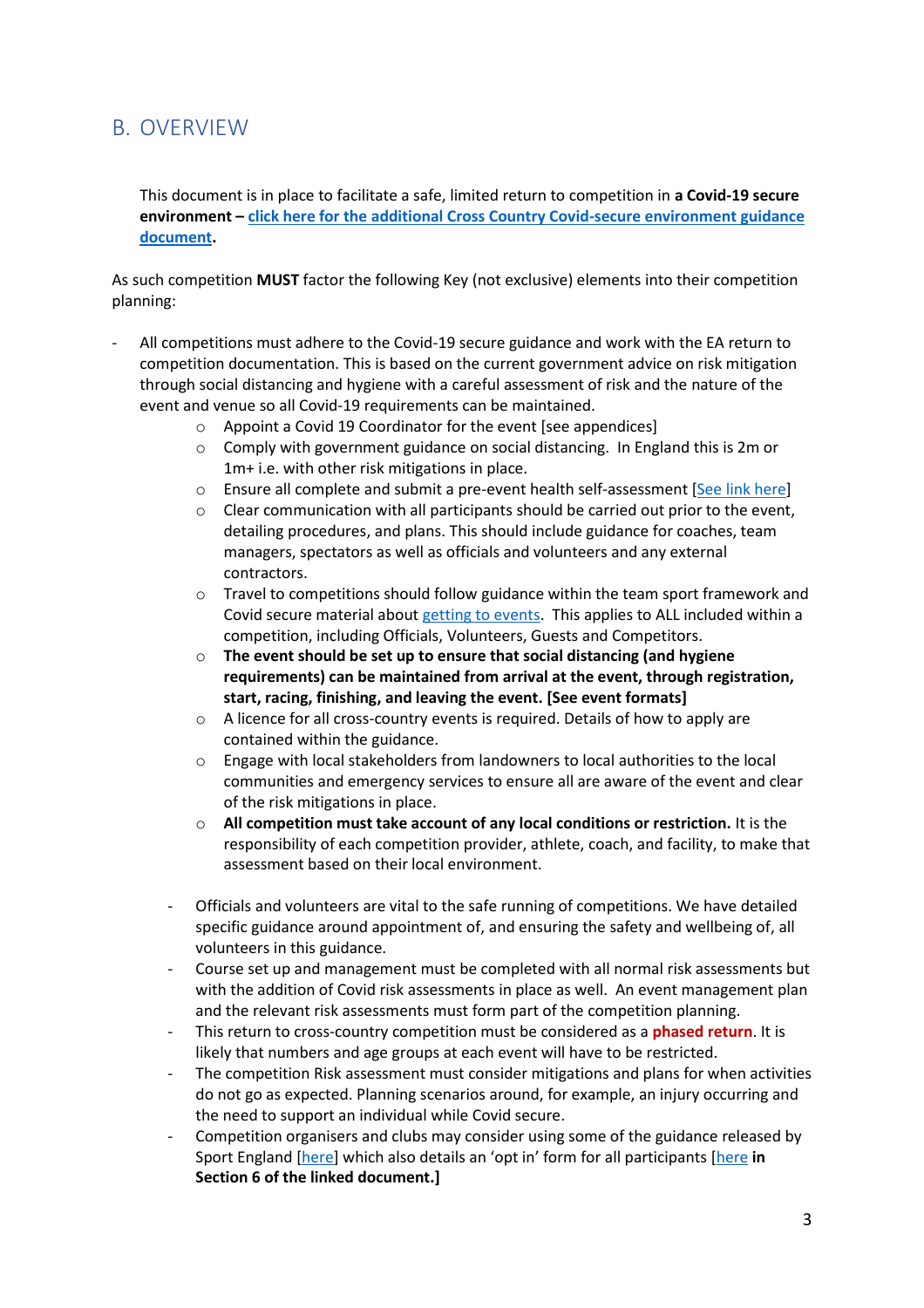## B. OVERVIEW

This document is in place to facilitate a safe, limited return to competition in **a Covid-19 secure environment – click here for the additional Cross Country Covid-secure environment guidance document.**

As such competition **MUST** factor the following Key (not exclusive) elements into their competition planning:

- All competitions must adhere to the Covid-19 secure guidance and work with the EA return to competition documentation. This is based on the current government advice on risk mitigation through social distancing and hygiene with a careful assessment of risk and the nature of the event and venue so all Covid-19 requirements can be maintained.
    - Appoint a Covid 19 Coordinator for the event [see appendices]
    - Comply with government guidance on social distancing. In England this is 2m or 1m+ i.e. with other risk mitigations in place.
    - Ensure all complete and submit a pre-event health self-assessment [See link here]
    - Clear communication with all participants should be carried out prior to the event, detailing procedures, and plans. This should include guidance for coaches, team managers, spectators as well as officials and volunteers and any external contractors.
    - Travel to competitions should follow guidance within the team sport framework and Covid secure material about getting to events. This applies to ALL included within a competition, including Officials, Volunteers, Guests and Competitors.
    - **The event should be set up to ensure that social distancing (and hygiene requirements) can be maintained from arrival at the event, through registration, start, racing, finishing, and leaving the event. [See event formats]**
    - A licence for all cross-country events is required. Details of how to apply are contained within the guidance.
    - Engage with local stakeholders from landowners to local authorities to the local communities and emergency services to ensure all are aware of the event and clear of the risk mitigations in place.
    - **All competition must take account of any local conditions or restriction.** It is the responsibility of each competition provider, athlete, coach, and facility, to make that assessment based on their local environment.
- Officials and volunteers are vital to the safe running of competitions. We have detailed specific guidance around appointment of, and ensuring the safety and wellbeing of, all volunteers in this guidance.
- Course set up and management must be completed with all normal risk assessments but with the addition of Covid risk assessments in place as well. An event management plan and the relevant risk assessments must form part of the competition planning.
- This return to cross-country competition must be considered as a **phased return**. It is likely that numbers and age groups at each event will have to be restricted.
- The competition Risk assessment must consider mitigations and plans for when activities do not go as expected. Planning scenarios around, for example, an injury occurring and the need to support an individual while Covid secure.
- Competition organisers and clubs may consider using some of the guidance released by Sport England [here] which also details an 'opt in' form for all participants [here **in Section 6 of the linked document.]**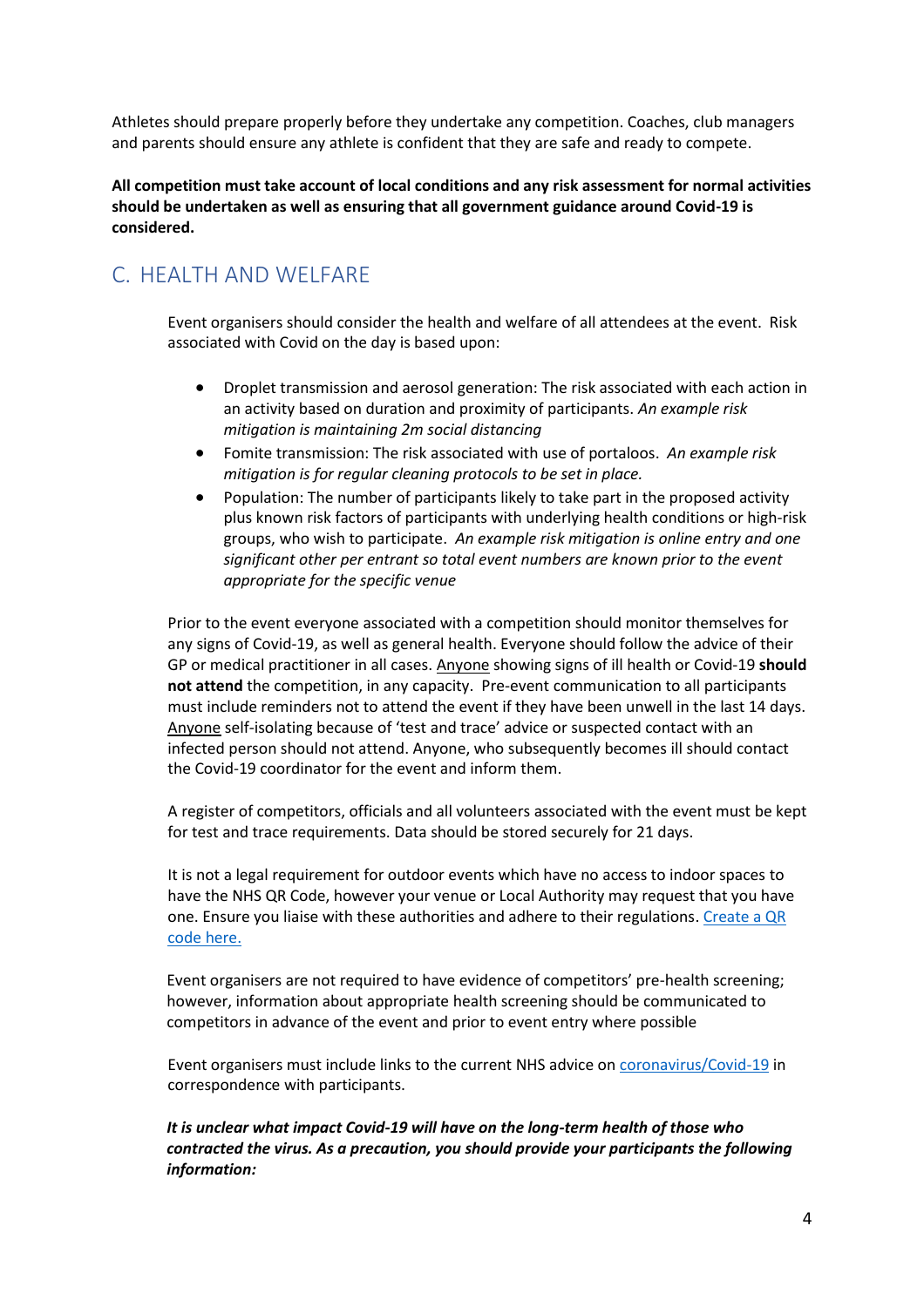Athletes should prepare properly before they undertake any competition. Coaches, club managers and parents should ensure any athlete is confident that they are safe and ready to compete.

**All competition must take account of local conditions and any risk assessment for normal activities should be undertaken as well as ensuring that all government guidance around Covid-19 is considered.**

## C. HEALTH AND WELFARE

Event organisers should consider the health and welfare of all attendees at the event. Risk associated with Covid on the day is based upon:

- Droplet transmission and aerosol generation: The risk associated with each action in an activity based on duration and proximity of participants. *An example risk mitigation is maintaining 2m social distancing*
- Fomite transmission: The risk associated with use of portaloos. *An example risk mitigation is for regular cleaning protocols to be set in place.*
- Population: The number of participants likely to take part in the proposed activity plus known risk factors of participants with underlying health conditions or high-risk groups, who wish to participate. *An example risk mitigation is online entry and one significant other per entrant so total event numbers are known prior to the event appropriate for the specific venue*

Prior to the event everyone associated with a competition should monitor themselves for any signs of Covid-19, as well as general health. Everyone should follow the advice of their GP or medical practitioner in all cases. Anyone showing signs of ill health or Covid-19 **should not attend** the competition, in any capacity. Pre-event communication to all participants must include reminders not to attend the event if they have been unwell in the last 14 days. Anyone self-isolating because of 'test and trace' advice or suspected contact with an infected person should not attend. Anyone, who subsequently becomes ill should contact the Covid-19 coordinator for the event and inform them.

A register of competitors, officials and all volunteers associated with the event must be kept for test and trace requirements. Data should be stored securely for 21 days.

It is not a legal requirement for outdoor events which have no access to indoor spaces to have the NHS QR Code, however your venue or Local Authority may request that you have one. Ensure you liaise with these authorities and adhere to their regulations. Create a QR code here.

Event organisers are not required to have evidence of competitors' pre-health screening; however, information about appropriate health screening should be communicated to competitors in advance of the event and prior to event entry where possible

Event organisers must include links to the current NHS advice on coronavirus/Covid-19 in correspondence with participants.

***It is unclear what impact Covid-19 will have on the long-term health of those who contracted the virus. As a precaution, you should provide your participants the following information:***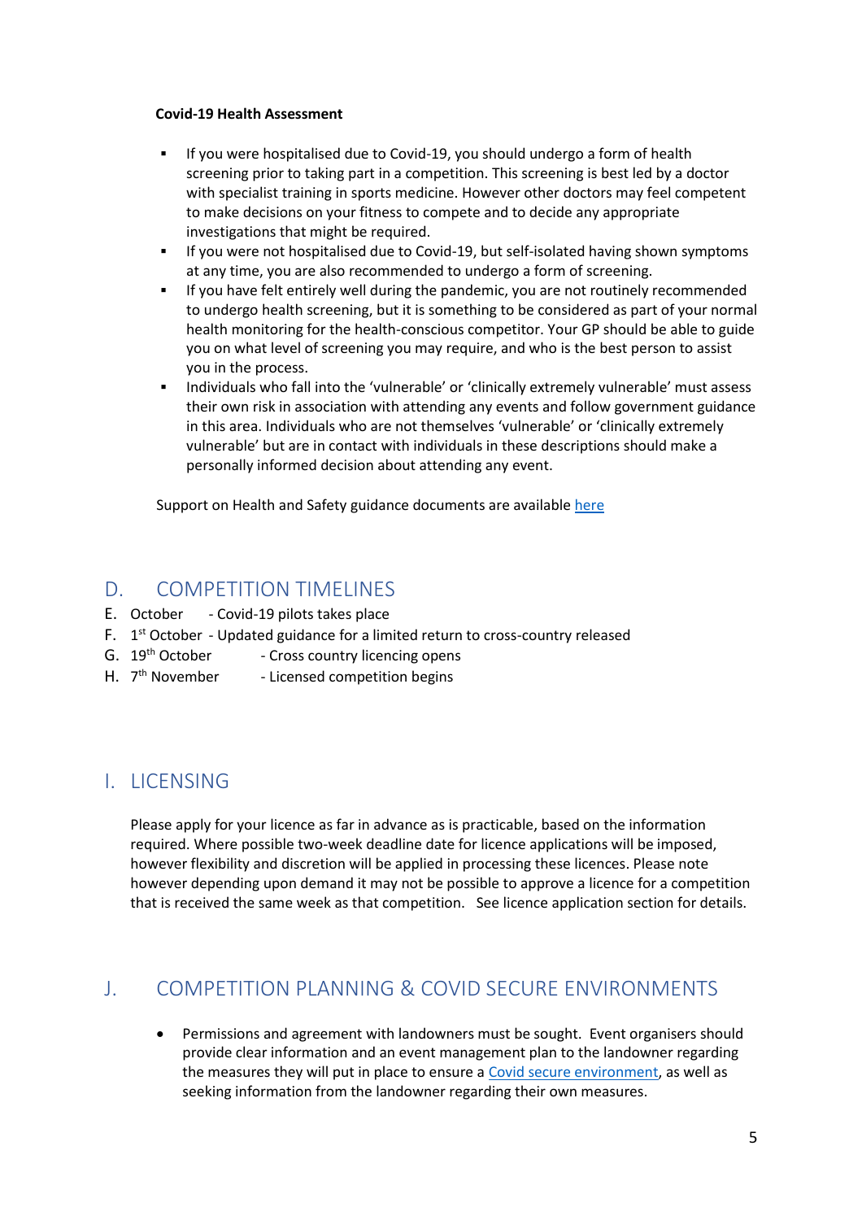**Covid-19 Health Assessment**

- If you were hospitalised due to Covid-19, you should undergo a form of health screening prior to taking part in a competition. This screening is best led by a doctor with specialist training in sports medicine. However other doctors may feel competent to make decisions on your fitness to compete and to decide any appropriate investigations that might be required.
- If you were not hospitalised due to Covid-19, but self-isolated having shown symptoms at any time, you are also recommended to undergo a form of screening.
- If you have felt entirely well during the pandemic, you are not routinely recommended to undergo health screening, but it is something to be considered as part of your normal health monitoring for the health-conscious competitor. Your GP should be able to guide you on what level of screening you may require, and who is the best person to assist you in the process.
- Individuals who fall into the 'vulnerable' or 'clinically extremely vulnerable' must assess their own risk in association with attending any events and follow government guidance in this area. Individuals who are not themselves 'vulnerable' or 'clinically extremely vulnerable' but are in contact with individuals in these descriptions should make a personally informed decision about attending any event.

Support on Health and Safety guidance documents are available here

## D. COMPETITION TIMELINES

E. October - Covid-19 pilots takes place
F. 1st October - Updated guidance for a limited return to cross-country released
G. 19th October - Cross country licencing opens
H. 7th November - Licensed competition begins

## I. LICENSING

Please apply for your licence as far in advance as is practicable, based on the information required. Where possible two-week deadline date for licence applications will be imposed, however flexibility and discretion will be applied in processing these licences. Please note however depending upon demand it may not be possible to approve a licence for a competition that is received the same week as that competition. See licence application section for details.

## J. COMPETITION PLANNING & COVID SECURE ENVIRONMENTS

- Permissions and agreement with landowners must be sought. Event organisers should provide clear information and an event management plan to the landowner regarding the measures they will put in place to ensure a Covid secure environment, as well as seeking information from the landowner regarding their own measures.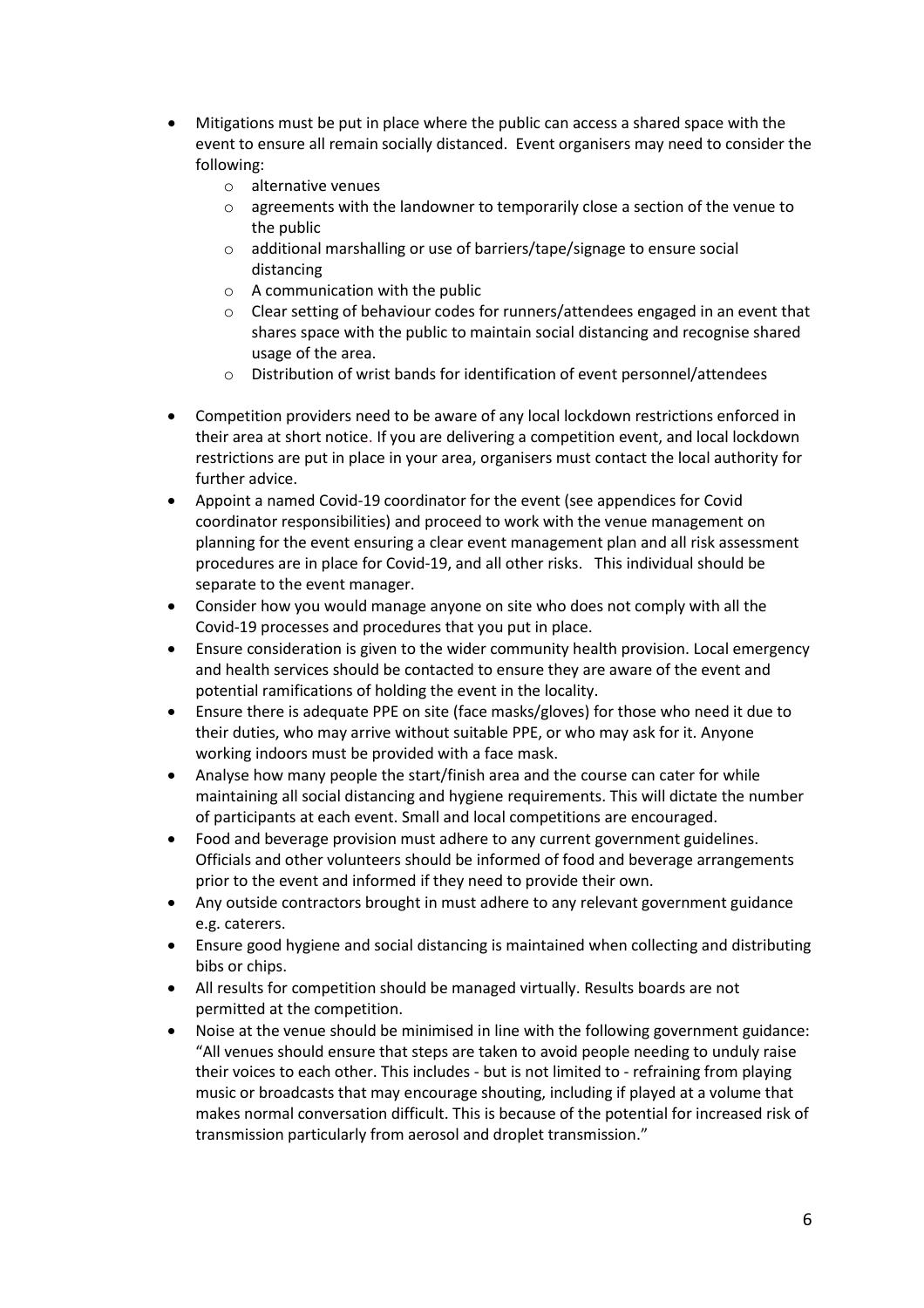- Mitigations must be put in place where the public can access a shared space with the event to ensure all remain socially distanced. Event organisers may need to consider the following:
  - alternative venues
  - agreements with the landowner to temporarily close a section of the venue to the public
  - additional marshalling or use of barriers/tape/signage to ensure social distancing
  - A communication with the public
  - Clear setting of behaviour codes for runners/attendees engaged in an event that shares space with the public to maintain social distancing and recognise shared usage of the area.
  - Distribution of wrist bands for identification of event personnel/attendees

- Competition providers need to be aware of any local lockdown restrictions enforced in their area at short notice. If you are delivering a competition event, and local lockdown restrictions are put in place in your area, organisers must contact the local authority for further advice.
- Appoint a named Covid-19 coordinator for the event (see appendices for Covid coordinator responsibilities) and proceed to work with the venue management on planning for the event ensuring a clear event management plan and all risk assessment procedures are in place for Covid-19, and all other risks. This individual should be separate to the event manager.
- Consider how you would manage anyone on site who does not comply with all the Covid-19 processes and procedures that you put in place.
- Ensure consideration is given to the wider community health provision. Local emergency and health services should be contacted to ensure they are aware of the event and potential ramifications of holding the event in the locality.
- Ensure there is adequate PPE on site (face masks/gloves) for those who need it due to their duties, who may arrive without suitable PPE, or who may ask for it. Anyone working indoors must be provided with a face mask.
- Analyse how many people the start/finish area and the course can cater for while maintaining all social distancing and hygiene requirements. This will dictate the number of participants at each event. Small and local competitions are encouraged.
- Food and beverage provision must adhere to any current government guidelines. Officials and other volunteers should be informed of food and beverage arrangements prior to the event and informed if they need to provide their own.
- Any outside contractors brought in must adhere to any relevant government guidance e.g. caterers.
- Ensure good hygiene and social distancing is maintained when collecting and distributing bibs or chips.
- All results for competition should be managed virtually. Results boards are not permitted at the competition.
- Noise at the venue should be minimised in line with the following government guidance: "All venues should ensure that steps are taken to avoid people needing to unduly raise their voices to each other. This includes - but is not limited to - refraining from playing music or broadcasts that may encourage shouting, including if played at a volume that makes normal conversation difficult. This is because of the potential for increased risk of transmission particularly from aerosol and droplet transmission."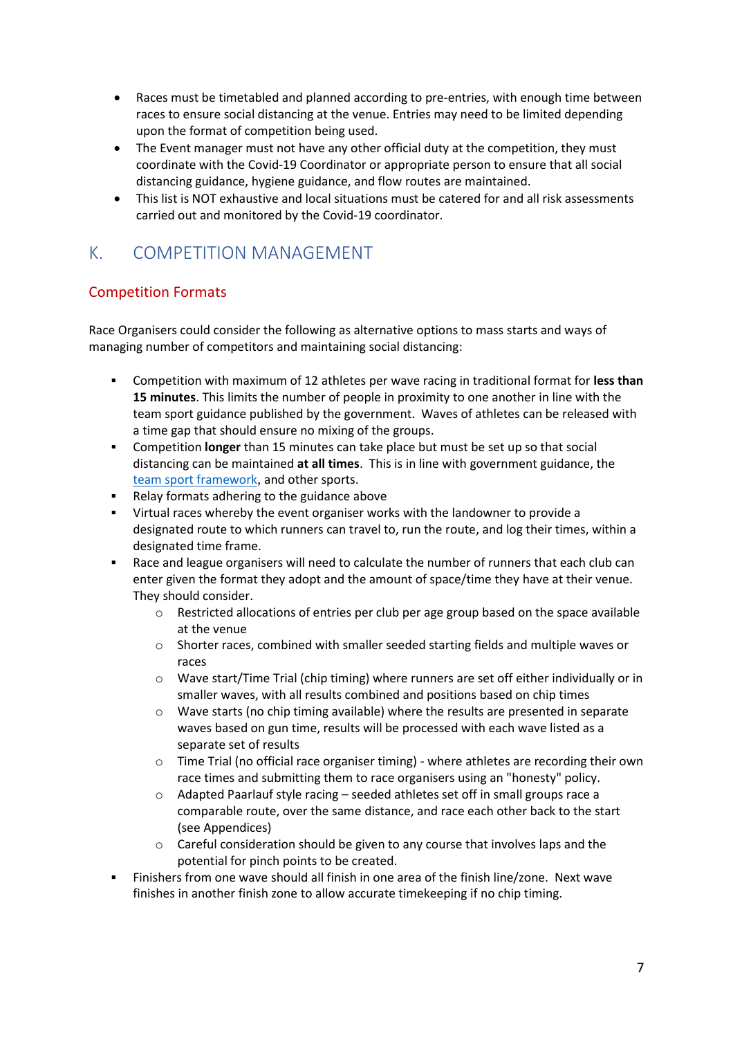- Races must be timetabled and planned according to pre-entries, with enough time between races to ensure social distancing at the venue. Entries may need to be limited depending upon the format of competition being used.
- The Event manager must not have any other official duty at the competition, they must coordinate with the Covid-19 Coordinator or appropriate person to ensure that all social distancing guidance, hygiene guidance, and flow routes are maintained.
- This list is NOT exhaustive and local situations must be catered for and all risk assessments carried out and monitored by the Covid-19 coordinator.

## K. COMPETITION MANAGEMENT

### Competition Formats

Race Organisers could consider the following as alternative options to mass starts and ways of managing number of competitors and maintaining social distancing:

- Competition with maximum of 12 athletes per wave racing in traditional format for **less than 15 minutes**. This limits the number of people in proximity to one another in line with the team sport guidance published by the government. Waves of athletes can be released with a time gap that should ensure no mixing of the groups.
- Competition **longer** than 15 minutes can take place but must be set up so that social distancing can be maintained **at all times**. This is in line with government guidance, the team sport framework, and other sports.
- Relay formats adhering to the guidance above
- Virtual races whereby the event organiser works with the landowner to provide a designated route to which runners can travel to, run the route, and log their times, within a designated time frame.
- Race and league organisers will need to calculate the number of runners that each club can enter given the format they adopt and the amount of space/time they have at their venue. They should consider.
  - Restricted allocations of entries per club per age group based on the space available at the venue
  - Shorter races, combined with smaller seeded starting fields and multiple waves or races
  - Wave start/Time Trial (chip timing) where runners are set off either individually or in smaller waves, with all results combined and positions based on chip times
  - Wave starts (no chip timing available) where the results are presented in separate waves based on gun time, results will be processed with each wave listed as a separate set of results
  - Time Trial (no official race organiser timing) - where athletes are recording their own race times and submitting them to race organisers using an "honesty" policy.
  - Adapted Paarlauf style racing – seeded athletes set off in small groups race a comparable route, over the same distance, and race each other back to the start (see Appendices)
  - Careful consideration should be given to any course that involves laps and the potential for pinch points to be created.
- Finishers from one wave should all finish in one area of the finish line/zone. Next wave finishes in another finish zone to allow accurate timekeeping if no chip timing.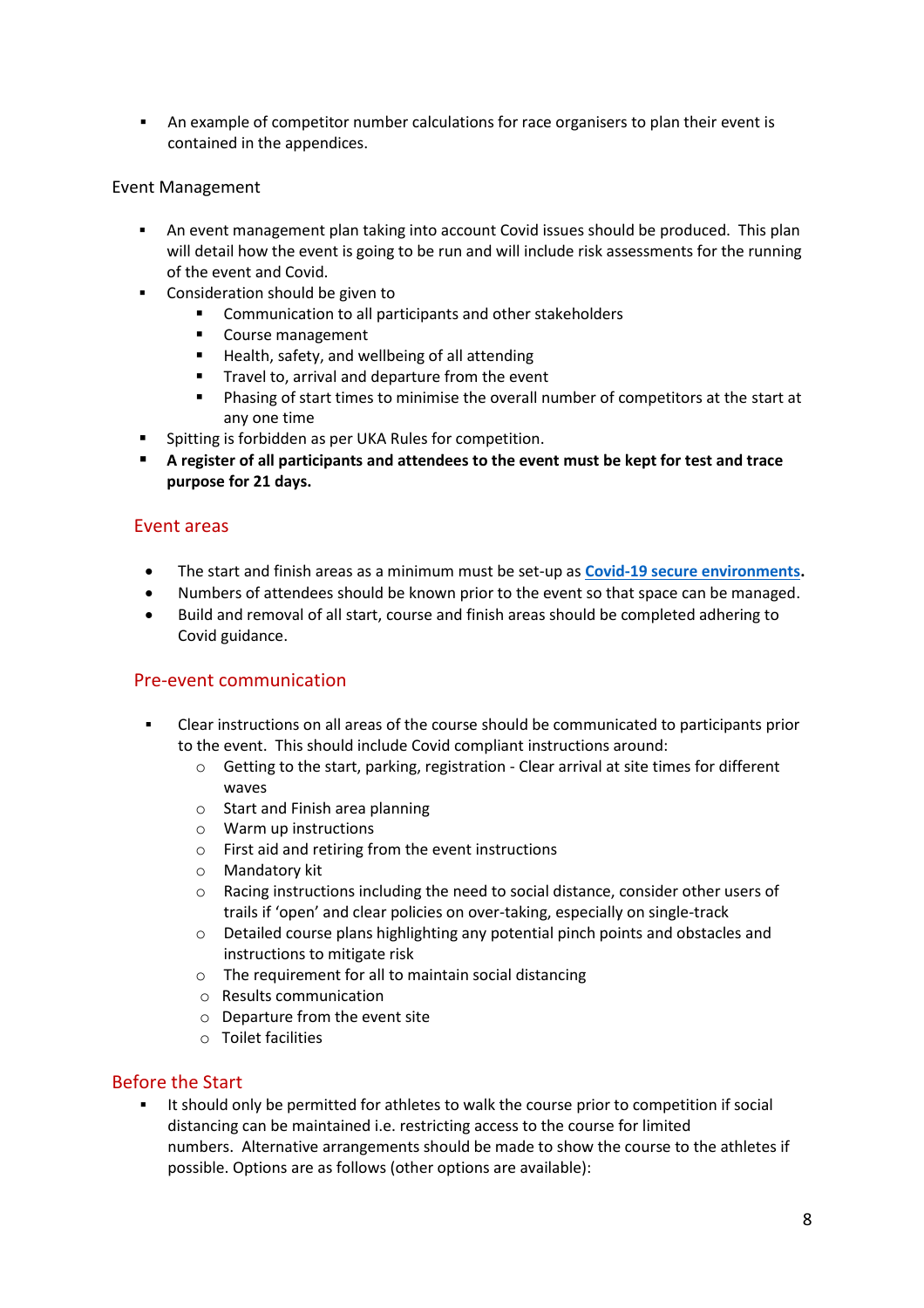- An example of competitor number calculations for race organisers to plan their event is contained in the appendices.

Event Management

- An event management plan taking into account Covid issues should be produced. This plan will detail how the event is going to be run and will include risk assessments for the running of the event and Covid.
- Consideration should be given to
  - Communication to all participants and other stakeholders
  - Course management
  - Health, safety, and wellbeing of all attending
  - Travel to, arrival and departure from the event
  - Phasing of start times to minimise the overall number of competitors at the start at any one time
- Spitting is forbidden as per UKA Rules for competition.
- **A register of all participants and attendees to the event must be kept for test and trace purpose for 21 days.**

## Event areas

- The start and finish areas as a minimum must be set-up as **Covid-19 secure environments**.
- Numbers of attendees should be known prior to the event so that space can be managed.
- Build and removal of all start, course and finish areas should be completed adhering to Covid guidance.

## Pre-event communication

- Clear instructions on all areas of the course should be communicated to participants prior to the event. This should include Covid compliant instructions around:
  - Getting to the start, parking, registration - Clear arrival at site times for different waves
  - Start and Finish area planning
  - Warm up instructions
  - First aid and retiring from the event instructions
  - Mandatory kit
  - Racing instructions including the need to social distance, consider other users of trails if 'open' and clear policies on over-taking, especially on single-track
  - Detailed course plans highlighting any potential pinch points and obstacles and instructions to mitigate risk
  - The requirement for all to maintain social distancing
  - Results communication
  - Departure from the event site
  - Toilet facilities

## Before the Start

- It should only be permitted for athletes to walk the course prior to competition if social distancing can be maintained i.e. restricting access to the course for limited numbers. Alternative arrangements should be made to show the course to the athletes if possible. Options are as follows (other options are available):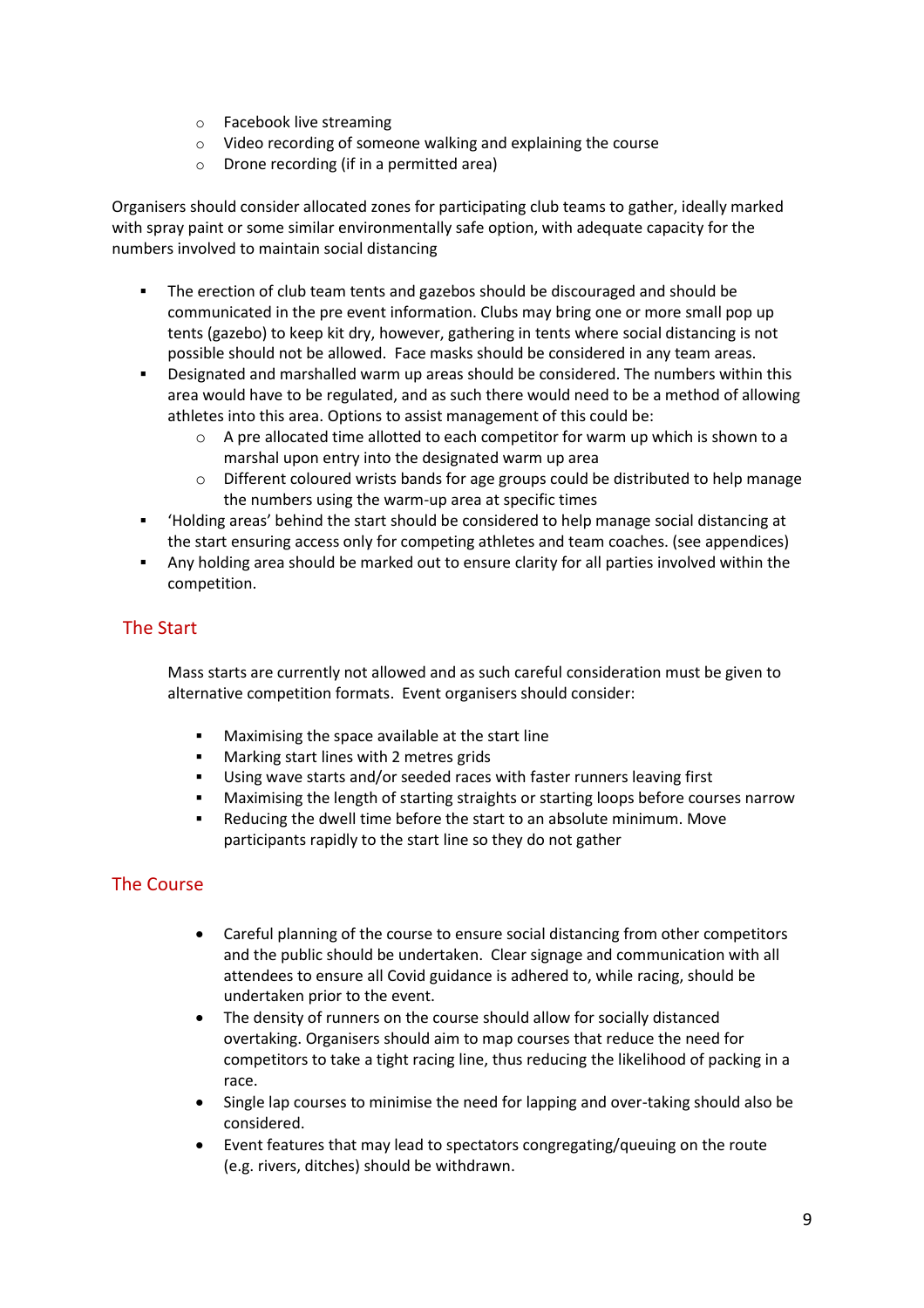- Facebook live streaming
- Video recording of someone walking and explaining the course
- Drone recording (if in a permitted area)

Organisers should consider allocated zones for participating club teams to gather, ideally marked with spray paint or some similar environmentally safe option, with adequate capacity for the numbers involved to maintain social distancing

- The erection of club team tents and gazebos should be discouraged and should be communicated in the pre event information. Clubs may bring one or more small pop up tents (gazebo) to keep kit dry, however, gathering in tents where social distancing is not possible should not be allowed. Face masks should be considered in any team areas.
- Designated and marshalled warm up areas should be considered. The numbers within this area would have to be regulated, and as such there would need to be a method of allowing athletes into this area. Options to assist management of this could be:
  - A pre allocated time allotted to each competitor for warm up which is shown to a marshal upon entry into the designated warm up area
  - Different coloured wrists bands for age groups could be distributed to help manage the numbers using the warm-up area at specific times
- 'Holding areas' behind the start should be considered to help manage social distancing at the start ensuring access only for competing athletes and team coaches. (see appendices)
- Any holding area should be marked out to ensure clarity for all parties involved within the competition.

## The Start

Mass starts are currently not allowed and as such careful consideration must be given to alternative competition formats. Event organisers should consider:

- Maximising the space available at the start line
- Marking start lines with 2 metres grids
- Using wave starts and/or seeded races with faster runners leaving first
- Maximising the length of starting straights or starting loops before courses narrow
- Reducing the dwell time before the start to an absolute minimum. Move participants rapidly to the start line so they do not gather

## The Course

- Careful planning of the course to ensure social distancing from other competitors and the public should be undertaken. Clear signage and communication with all attendees to ensure all Covid guidance is adhered to, while racing, should be undertaken prior to the event.
- The density of runners on the course should allow for socially distanced overtaking. Organisers should aim to map courses that reduce the need for competitors to take a tight racing line, thus reducing the likelihood of packing in a race.
- Single lap courses to minimise the need for lapping and over-taking should also be considered.
- Event features that may lead to spectators congregating/queuing on the route (e.g. rivers, ditches) should be withdrawn.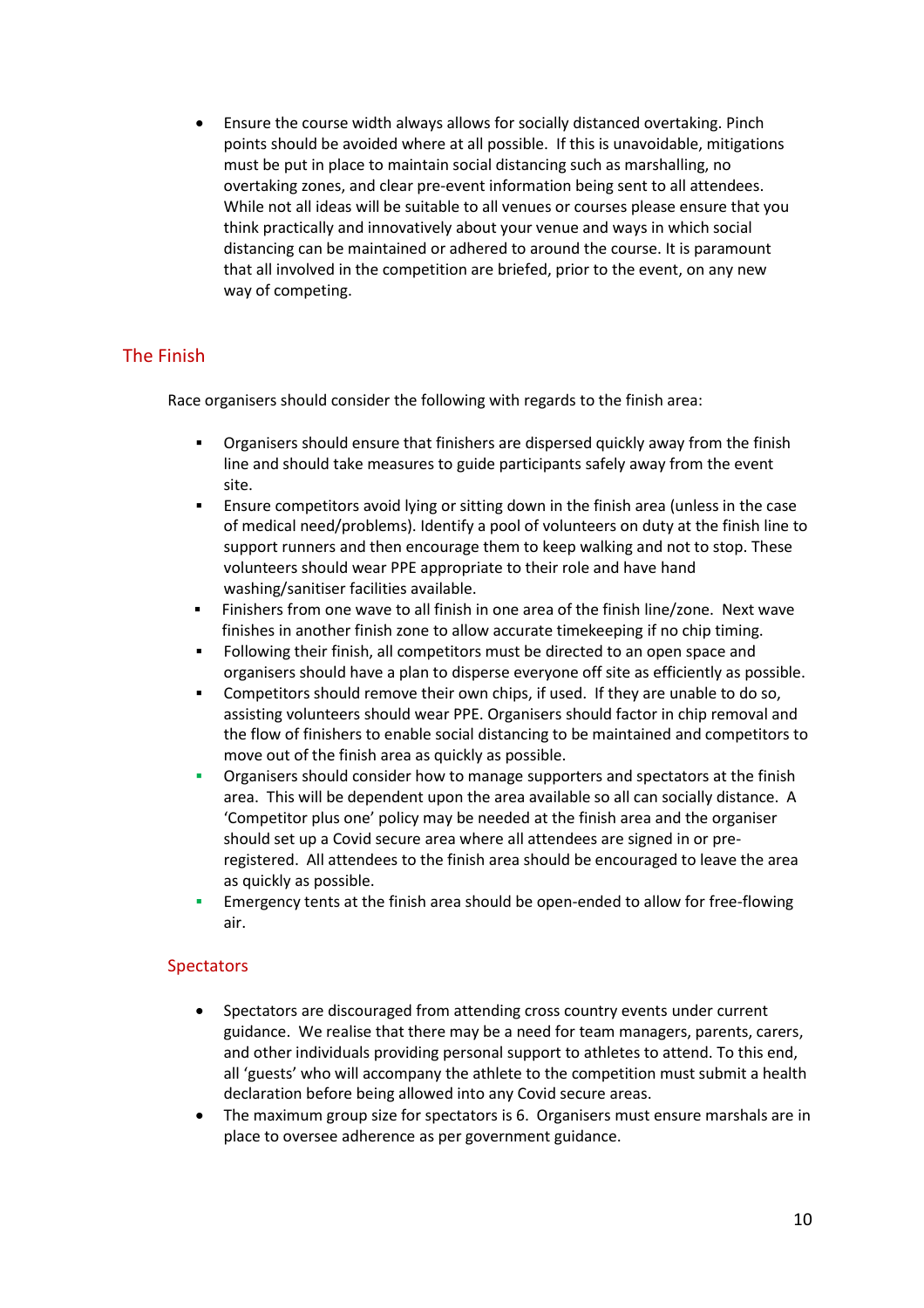- Ensure the course width always allows for socially distanced overtaking. Pinch points should be avoided where at all possible. If this is unavoidable, mitigations must be put in place to maintain social distancing such as marshalling, no overtaking zones, and clear pre-event information being sent to all attendees. While not all ideas will be suitable to all venues or courses please ensure that you think practically and innovatively about your venue and ways in which social distancing can be maintained or adhered to around the course. It is paramount that all involved in the competition are briefed, prior to the event, on any new way of competing.

## The Finish

Race organisers should consider the following with regards to the finish area:

- Organisers should ensure that finishers are dispersed quickly away from the finish line and should take measures to guide participants safely away from the event site.
- Ensure competitors avoid lying or sitting down in the finish area (unless in the case of medical need/problems). Identify a pool of volunteers on duty at the finish line to support runners and then encourage them to keep walking and not to stop. These volunteers should wear PPE appropriate to their role and have hand washing/sanitiser facilities available.
- Finishers from one wave to all finish in one area of the finish line/zone. Next wave finishes in another finish zone to allow accurate timekeeping if no chip timing.
- Following their finish, all competitors must be directed to an open space and organisers should have a plan to disperse everyone off site as efficiently as possible.
- Competitors should remove their own chips, if used. If they are unable to do so, assisting volunteers should wear PPE. Organisers should factor in chip removal and the flow of finishers to enable social distancing to be maintained and competitors to move out of the finish area as quickly as possible.
- Organisers should consider how to manage supporters and spectators at the finish area. This will be dependent upon the area available so all can socially distance. A 'Competitor plus one' policy may be needed at the finish area and the organiser should set up a Covid secure area where all attendees are signed in or pre-registered. All attendees to the finish area should be encouraged to leave the area as quickly as possible.
- Emergency tents at the finish area should be open-ended to allow for free-flowing air.

### Spectators

- Spectators are discouraged from attending cross country events under current guidance. We realise that there may be a need for team managers, parents, carers, and other individuals providing personal support to athletes to attend. To this end, all 'guests' who will accompany the athlete to the competition must submit a health declaration before being allowed into any Covid secure areas.
- The maximum group size for spectators is 6. Organisers must ensure marshals are in place to oversee adherence as per government guidance.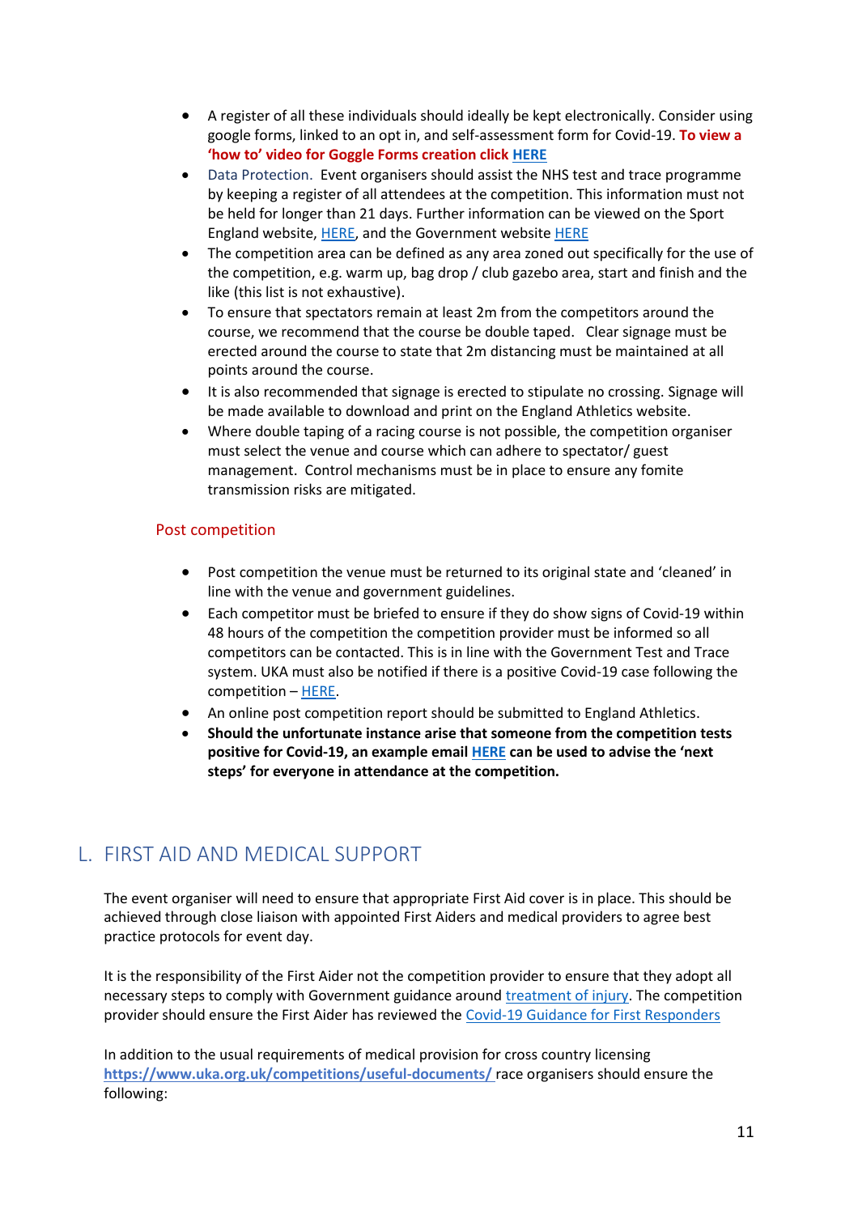- A register of all these individuals should ideally be kept electronically. Consider using google forms, linked to an opt in, and self-assessment form for Covid-19. **To view a 'how to' video for Goggle Forms creation click HERE**
- Data Protection. Event organisers should assist the NHS test and trace programme by keeping a register of all attendees at the competition. This information must not be held for longer than 21 days. Further information can be viewed on the Sport England website, HERE, and the Government website HERE
- The competition area can be defined as any area zoned out specifically for the use of the competition, e.g. warm up, bag drop / club gazebo area, start and finish and the like (this list is not exhaustive).
- To ensure that spectators remain at least 2m from the competitors around the course, we recommend that the course be double taped. Clear signage must be erected around the course to state that 2m distancing must be maintained at all points around the course.
- It is also recommended that signage is erected to stipulate no crossing. Signage will be made available to download and print on the England Athletics website.
- Where double taping of a racing course is not possible, the competition organiser must select the venue and course which can adhere to spectator/ guest management. Control mechanisms must be in place to ensure any fomite transmission risks are mitigated.

### Post competition

- Post competition the venue must be returned to its original state and 'cleaned' in line with the venue and government guidelines.
- Each competitor must be briefed to ensure if they do show signs of Covid-19 within 48 hours of the competition the competition provider must be informed so all competitors can be contacted. This is in line with the Government Test and Trace system. UKA must also be notified if there is a positive Covid-19 case following the competition – HERE.
- An online post competition report should be submitted to England Athletics.
- **Should the unfortunate instance arise that someone from the competition tests positive for Covid-19, an example email HERE can be used to advise the 'next steps' for everyone in attendance at the competition.**

## L. FIRST AID AND MEDICAL SUPPORT

The event organiser will need to ensure that appropriate First Aid cover is in place. This should be achieved through close liaison with appointed First Aiders and medical providers to agree best practice protocols for event day.

It is the responsibility of the First Aider not the competition provider to ensure that they adopt all necessary steps to comply with Government guidance around treatment of injury. The competition provider should ensure the First Aider has reviewed the Covid-19 Guidance for First Responders

In addition to the usual requirements of medical provision for cross country licensing **https://www.uka.org.uk/competitions/useful-documents/** race organisers should ensure the following: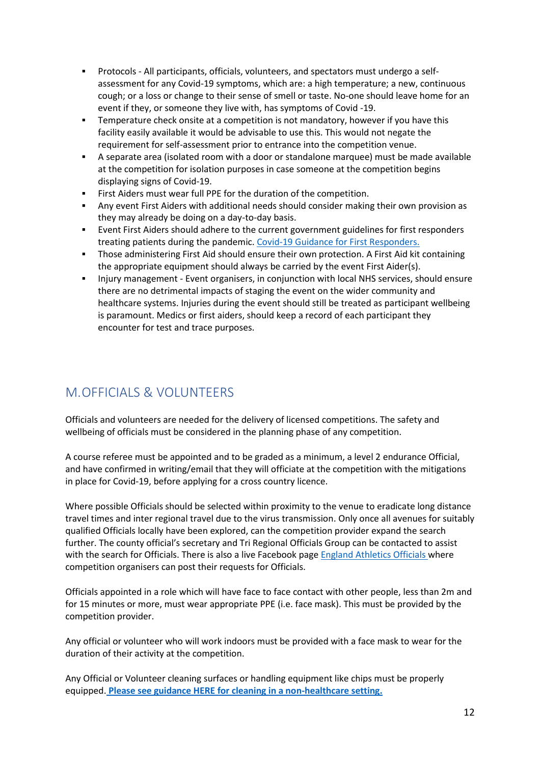- Protocols - All participants, officials, volunteers, and spectators must undergo a self-assessment for any Covid-19 symptoms, which are: a high temperature; a new, continuous cough; or a loss or change to their sense of smell or taste. No-one should leave home for an event if they, or someone they live with, has symptoms of Covid -19.
- Temperature check onsite at a competition is not mandatory, however if you have this facility easily available it would be advisable to use this. This would not negate the requirement for self-assessment prior to entrance into the competition venue.
- A separate area (isolated room with a door or standalone marquee) must be made available at the competition for isolation purposes in case someone at the competition begins displaying signs of Covid-19.
- First Aiders must wear full PPE for the duration of the competition.
- Any event First Aiders with additional needs should consider making their own provision as they may already be doing on a day-to-day basis.
- Event First Aiders should adhere to the current government guidelines for first responders treating patients during the pandemic. Covid-19 Guidance for First Responders.
- Those administering First Aid should ensure their own protection. A First Aid kit containing the appropriate equipment should always be carried by the event First Aider(s).
- Injury management - Event organisers, in conjunction with local NHS services, should ensure there are no detrimental impacts of staging the event on the wider community and healthcare systems. Injuries during the event should still be treated as participant wellbeing is paramount. Medics or first aiders, should keep a record of each participant they encounter for test and trace purposes.

## M. OFFICIALS & VOLUNTEERS

Officials and volunteers are needed for the delivery of licensed competitions. The safety and wellbeing of officials must be considered in the planning phase of any competition.

A course referee must be appointed and to be graded as a minimum, a level 2 endurance Official, and have confirmed in writing/email that they will officiate at the competition with the mitigations in place for Covid-19, before applying for a cross country licence.

Where possible Officials should be selected within proximity to the venue to eradicate long distance travel times and inter regional travel due to the virus transmission. Only once all avenues for suitably qualified Officials locally have been explored, can the competition provider expand the search further. The county official's secretary and Tri Regional Officials Group can be contacted to assist with the search for Officials. There is also a live Facebook page England Athletics Officials where competition organisers can post their requests for Officials.

Officials appointed in a role which will have face to face contact with other people, less than 2m and for 15 minutes or more, must wear appropriate PPE (i.e. face mask). This must be provided by the competition provider.

Any official or volunteer who will work indoors must be provided with a face mask to wear for the duration of their activity at the competition.

Any Official or Volunteer cleaning surfaces or handling equipment like chips must be properly equipped. **Please see guidance HERE for cleaning in a non-healthcare setting.**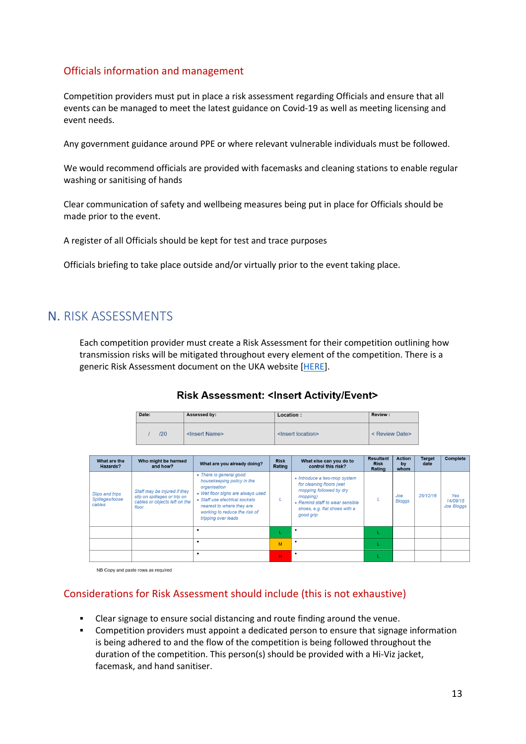## Officials information and management

Competition providers must put in place a risk assessment regarding Officials and ensure that all events can be managed to meet the latest guidance on Covid-19 as well as meeting licensing and event needs.

Any government guidance around PPE or where relevant vulnerable individuals must be followed.

We would recommend officials are provided with facemasks and cleaning stations to enable regular washing or sanitising of hands

Clear communication of safety and wellbeing measures being put in place for Officials should be made prior to the event.

A register of all Officials should be kept for test and trace purposes

Officials briefing to take place outside and/or virtually prior to the event taking place.

# N. RISK ASSESSMENTS

Each competition provider must create a Risk Assessment for their competition outlining how transmission risks will be mitigated throughout every element of the competition. There is a generic Risk Assessment document on the UKA website [HERE].

### Risk Assessment: <Insert Activity/Event>

| Date: | Assessed by: | Location : | Review : |
|---|---|---|---|
| / /20 | <Insert Name> | <Insert location> | < Review Date> |

| What are the Hazards? | Who might be harmed and how? | What are you already doing? | Risk Rating | What else can you do to control this risk? | Resultant Risk Rating | Action by whom | Target date | Complete |
|---|---|---|---|---|---|---|---|---|
| *Slips and trips Spillages/loose cables* | *Staff may be injured if they slip on spillages or trip on cables or objects left on the floor.* | • *There is general good housekeeping policy in the organisation*<br>• *Wet floor signs are always used*<br>• *Staff use electrical sockets nearest to where they are working to reduce the risk of tripping over leads* | *L* | • *Introduce a two-mop system for cleaning floors (wet mopping followed by dry mopping)*<br>• *Remind staff to wear sensible shoes, e.g. flat shoes with a good grip* | *L* | *Joe Bloggs* | *25/12/16* | *Yes 14/09/15 Joe Bloggs* |
| | | • | L | • | L | | | |
| | | • | M | • | L | | | |
| | | • | H | • | L | | | |

NB Copy and paste rows as required

## Considerations for Risk Assessment should include (this is not exhaustive)

- Clear signage to ensure social distancing and route finding around the venue.
- Competition providers must appoint a dedicated person to ensure that signage information is being adhered to and the flow of the competition is being followed throughout the duration of the competition. This person(s) should be provided with a Hi-Viz jacket, facemask, and hand sanitiser.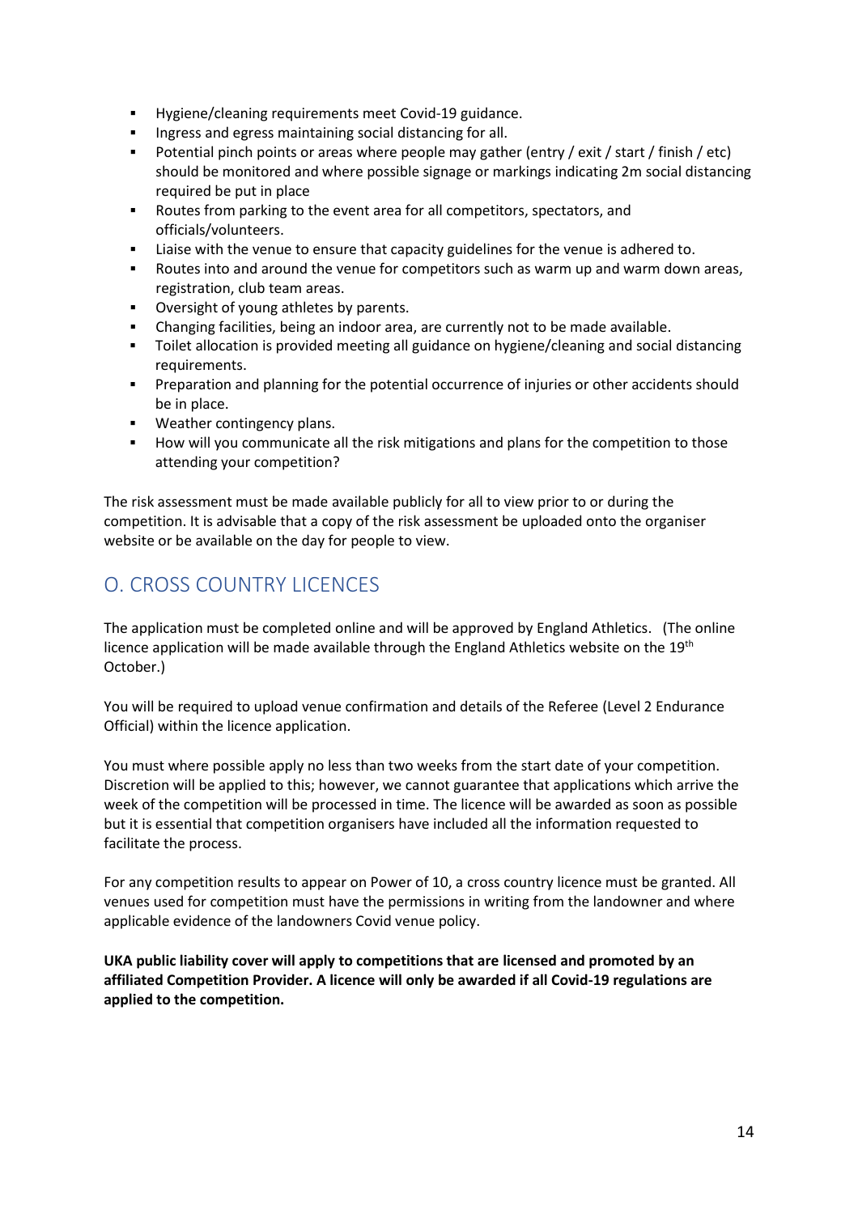- Hygiene/cleaning requirements meet Covid-19 guidance.
- Ingress and egress maintaining social distancing for all.
- Potential pinch points or areas where people may gather (entry / exit / start / finish / etc) should be monitored and where possible signage or markings indicating 2m social distancing required be put in place
- Routes from parking to the event area for all competitors, spectators, and officials/volunteers.
- Liaise with the venue to ensure that capacity guidelines for the venue is adhered to.
- Routes into and around the venue for competitors such as warm up and warm down areas, registration, club team areas.
- Oversight of young athletes by parents.
- Changing facilities, being an indoor area, are currently not to be made available.
- Toilet allocation is provided meeting all guidance on hygiene/cleaning and social distancing requirements.
- Preparation and planning for the potential occurrence of injuries or other accidents should be in place.
- Weather contingency plans.
- How will you communicate all the risk mitigations and plans for the competition to those attending your competition?

The risk assessment must be made available publicly for all to view prior to or during the competition. It is advisable that a copy of the risk assessment be uploaded onto the organiser website or be available on the day for people to view.

## O. CROSS COUNTRY LICENCES

The application must be completed online and will be approved by England Athletics. (The online licence application will be made available through the England Athletics website on the 19th October.)

You will be required to upload venue confirmation and details of the Referee (Level 2 Endurance Official) within the licence application.

You must where possible apply no less than two weeks from the start date of your competition. Discretion will be applied to this; however, we cannot guarantee that applications which arrive the week of the competition will be processed in time. The licence will be awarded as soon as possible but it is essential that competition organisers have included all the information requested to facilitate the process.

For any competition results to appear on Power of 10, a cross country licence must be granted. All venues used for competition must have the permissions in writing from the landowner and where applicable evidence of the landowners Covid venue policy.

**UKA public liability cover will apply to competitions that are licensed and promoted by an affiliated Competition Provider. A licence will only be awarded if all Covid-19 regulations are applied to the competition.**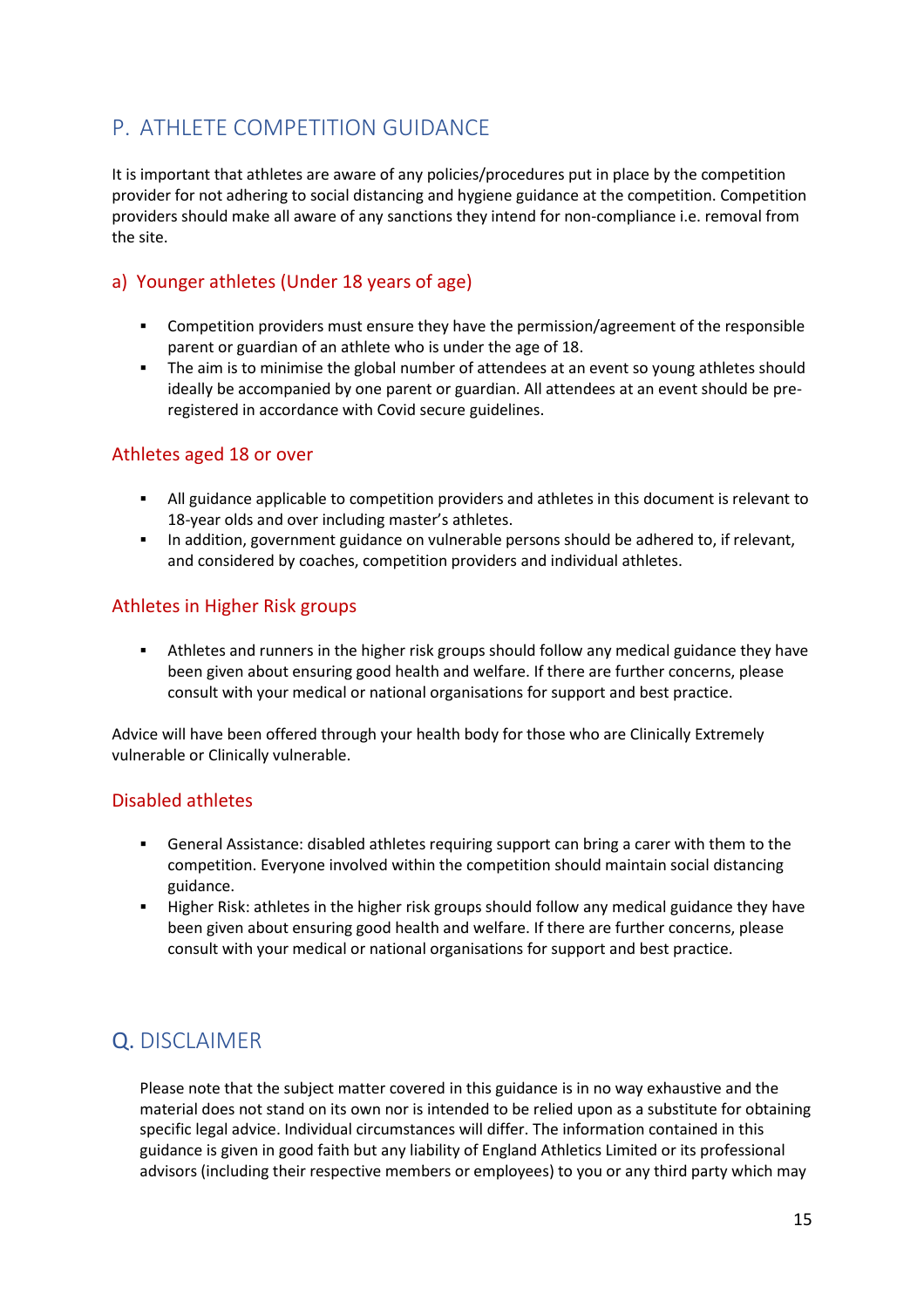## P. ATHLETE COMPETITION GUIDANCE

It is important that athletes are aware of any policies/procedures put in place by the competition provider for not adhering to social distancing and hygiene guidance at the competition. Competition providers should make all aware of any sanctions they intend for non-compliance i.e. removal from the site.

### a) Younger athletes (Under 18 years of age)

- Competition providers must ensure they have the permission/agreement of the responsible parent or guardian of an athlete who is under the age of 18.
- The aim is to minimise the global number of attendees at an event so young athletes should ideally be accompanied by one parent or guardian. All attendees at an event should be pre-registered in accordance with Covid secure guidelines.

### Athletes aged 18 or over

- All guidance applicable to competition providers and athletes in this document is relevant to 18-year olds and over including master's athletes.
- In addition, government guidance on vulnerable persons should be adhered to, if relevant, and considered by coaches, competition providers and individual athletes.

### Athletes in Higher Risk groups

- Athletes and runners in the higher risk groups should follow any medical guidance they have been given about ensuring good health and welfare. If there are further concerns, please consult with your medical or national organisations for support and best practice.

Advice will have been offered through your health body for those who are Clinically Extremely vulnerable or Clinically vulnerable.

### Disabled athletes

- General Assistance: disabled athletes requiring support can bring a carer with them to the competition. Everyone involved within the competition should maintain social distancing guidance.
- Higher Risk: athletes in the higher risk groups should follow any medical guidance they have been given about ensuring good health and welfare. If there are further concerns, please consult with your medical or national organisations for support and best practice.

## Q. DISCLAIMER

Please note that the subject matter covered in this guidance is in no way exhaustive and the material does not stand on its own nor is intended to be relied upon as a substitute for obtaining specific legal advice. Individual circumstances will differ. The information contained in this guidance is given in good faith but any liability of England Athletics Limited or its professional advisors (including their respective members or employees) to you or any third party which may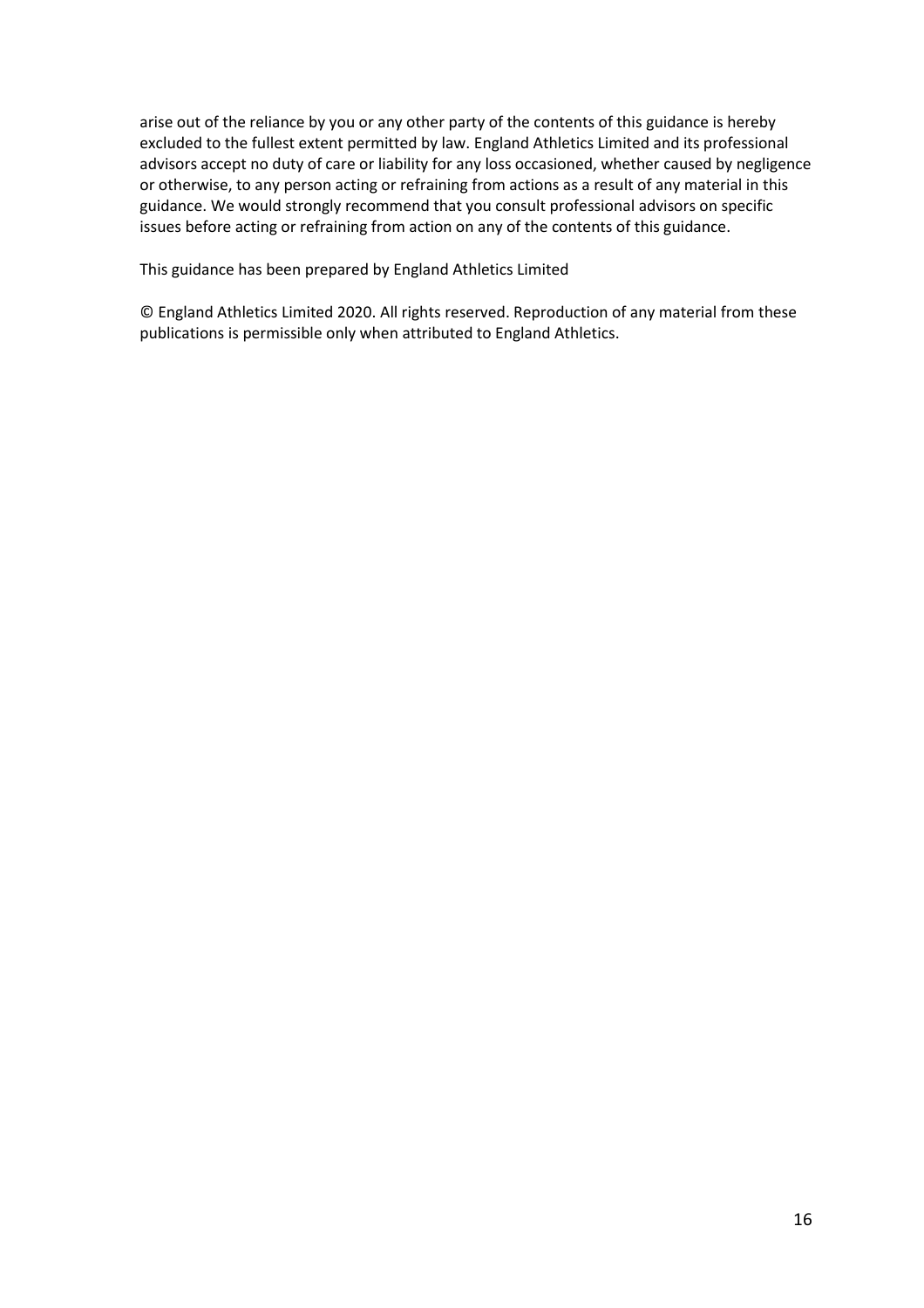arise out of the reliance by you or any other party of the contents of this guidance is hereby excluded to the fullest extent permitted by law. England Athletics Limited and its professional advisors accept no duty of care or liability for any loss occasioned, whether caused by negligence or otherwise, to any person acting or refraining from actions as a result of any material in this guidance. We would strongly recommend that you consult professional advisors on specific issues before acting or refraining from action on any of the contents of this guidance.

This guidance has been prepared by England Athletics Limited

© England Athletics Limited 2020. All rights reserved. Reproduction of any material from these publications is permissible only when attributed to England Athletics.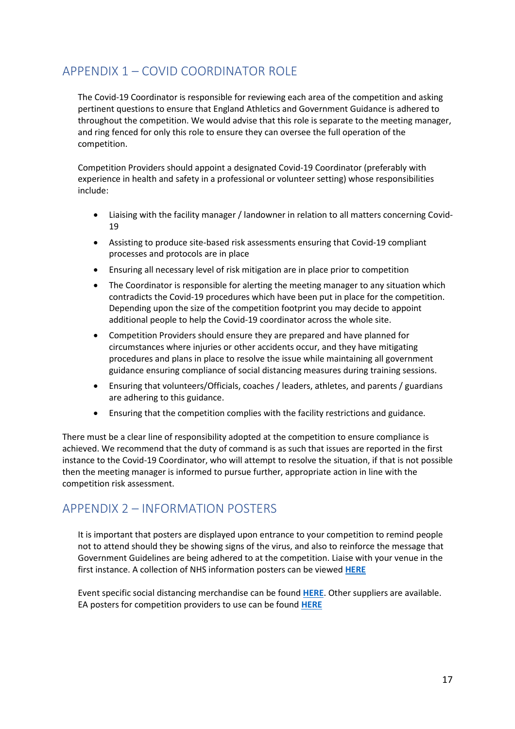## APPENDIX 1 – COVID COORDINATOR ROLE

The Covid-19 Coordinator is responsible for reviewing each area of the competition and asking pertinent questions to ensure that England Athletics and Government Guidance is adhered to throughout the competition. We would advise that this role is separate to the meeting manager, and ring fenced for only this role to ensure they can oversee the full operation of the competition.

Competition Providers should appoint a designated Covid-19 Coordinator (preferably with experience in health and safety in a professional or volunteer setting) whose responsibilities include:

- Liaising with the facility manager / landowner in relation to all matters concerning Covid-19
- Assisting to produce site-based risk assessments ensuring that Covid-19 compliant processes and protocols are in place
- Ensuring all necessary level of risk mitigation are in place prior to competition
- The Coordinator is responsible for alerting the meeting manager to any situation which contradicts the Covid-19 procedures which have been put in place for the competition. Depending upon the size of the competition footprint you may decide to appoint additional people to help the Covid-19 coordinator across the whole site.
- Competition Providers should ensure they are prepared and have planned for circumstances where injuries or other accidents occur, and they have mitigating procedures and plans in place to resolve the issue while maintaining all government guidance ensuring compliance of social distancing measures during training sessions.
- Ensuring that volunteers/Officials, coaches / leaders, athletes, and parents / guardians are adhering to this guidance.
- Ensuring that the competition complies with the facility restrictions and guidance.

There must be a clear line of responsibility adopted at the competition to ensure compliance is achieved. We recommend that the duty of command is as such that issues are reported in the first instance to the Covid-19 Coordinator, who will attempt to resolve the situation, if that is not possible then the meeting manager is informed to pursue further, appropriate action in line with the competition risk assessment.

## APPENDIX 2 – INFORMATION POSTERS

It is important that posters are displayed upon entrance to your competition to remind people not to attend should they be showing signs of the virus, and also to reinforce the message that Government Guidelines are being adhered to at the competition. Liaise with your venue in the first instance. A collection of NHS information posters can be viewed **HERE**

Event specific social distancing merchandise can be found **HERE**. Other suppliers are available. EA posters for competition providers to use can be found **HERE**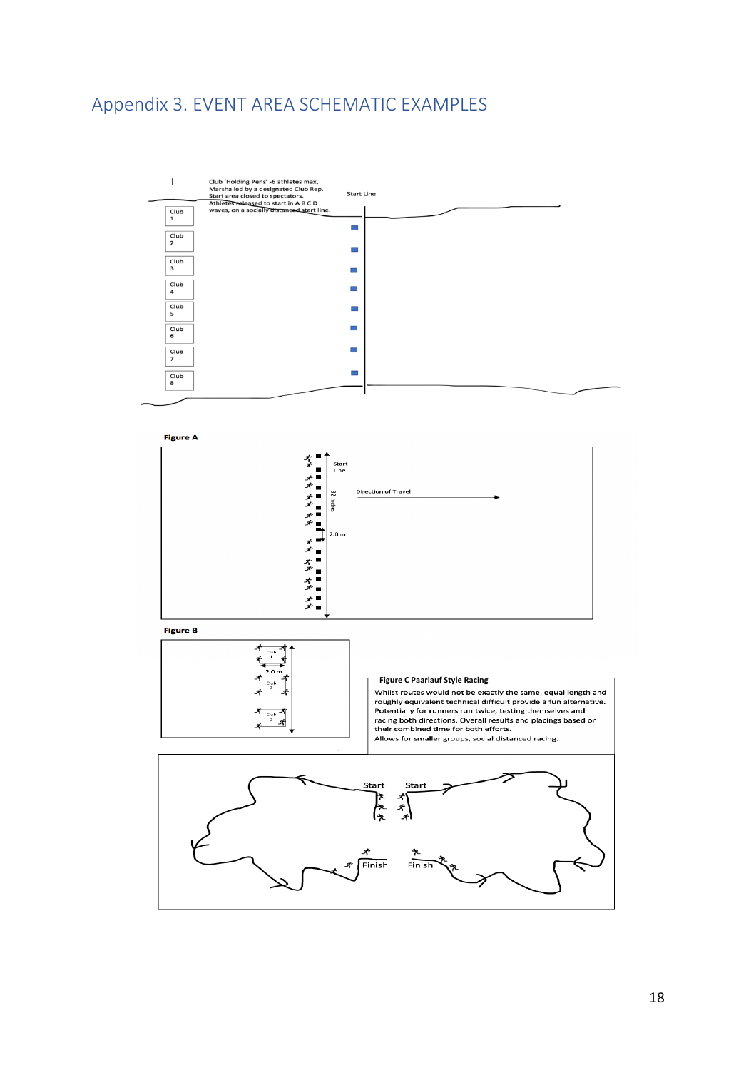# Appendix 3. EVENT AREA SCHEMATIC EXAMPLES

Club 'Holding Pens' -6 athletes max, Marshalled by a designated Club Rep. Start area closed to spectators. Athletes released to start in A B C D waves, on a socially distanced start line.

Start Line

Club 1

Club 2

Club 3

Club 4

Club 5

Club 6

Club 7

Club 8

**Figure A**

Start Line

Direction of Travel

32 metres

2.0 m

**Figure B**

Club 1

2.0 m

Club 2

Club 3

**Figure C Paarlauf Style Racing**

Whilst routes would not be exactly the same, equal length and roughly equivalent technical difficult provide a fun alternative. Potentially for runners run twice, testing themselves and racing both directions. Overall results and placings based on their combined time for both efforts.

Allows for smaller groups, social distanced racing.

Start

Start

Finish

Finish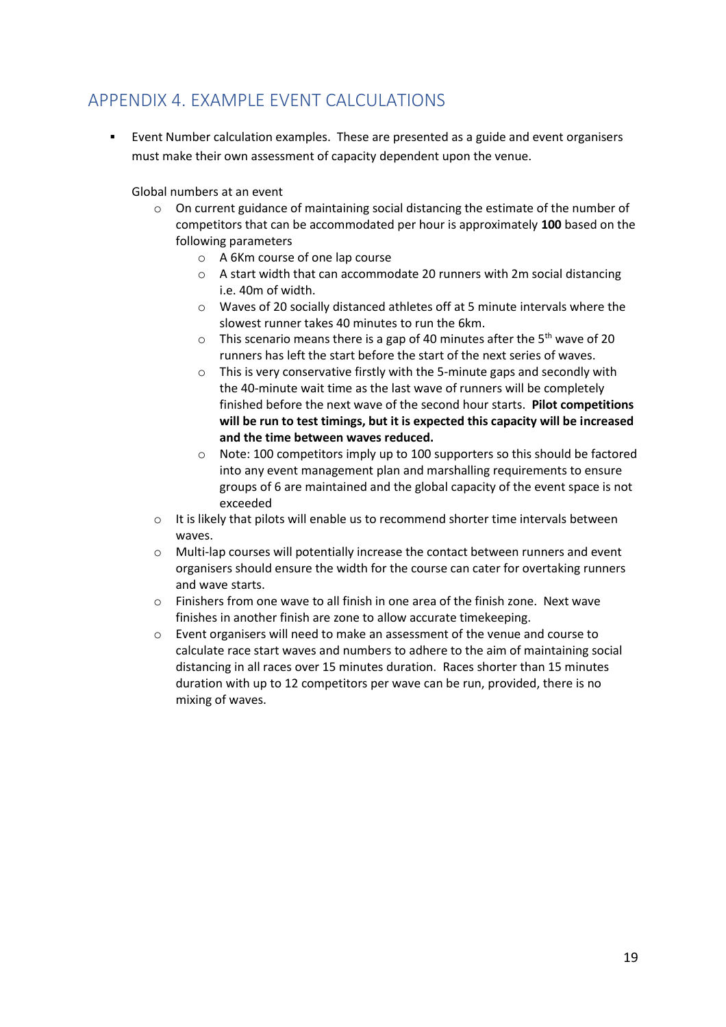## APPENDIX 4. EXAMPLE EVENT CALCULATIONS

- Event Number calculation examples. These are presented as a guide and event organisers must make their own assessment of capacity dependent upon the venue.

  Global numbers at an event

  - On current guidance of maintaining social distancing the estimate of the number of competitors that can be accommodated per hour is approximately **100** based on the following parameters
    - A 6Km course of one lap course
    - A start width that can accommodate 20 runners with 2m social distancing i.e. 40m of width.
    - Waves of 20 socially distanced athletes off at 5 minute intervals where the slowest runner takes 40 minutes to run the 6km.
    - This scenario means there is a gap of 40 minutes after the 5th wave of 20 runners has left the start before the start of the next series of waves.
    - This is very conservative firstly with the 5-minute gaps and secondly with the 40-minute wait time as the last wave of runners will be completely finished before the next wave of the second hour starts. **Pilot competitions will be run to test timings, but it is expected this capacity will be increased and the time between waves reduced.**
    - Note: 100 competitors imply up to 100 supporters so this should be factored into any event management plan and marshalling requirements to ensure groups of 6 are maintained and the global capacity of the event space is not exceeded
  - It is likely that pilots will enable us to recommend shorter time intervals between waves.
  - Multi-lap courses will potentially increase the contact between runners and event organisers should ensure the width for the course can cater for overtaking runners and wave starts.
  - Finishers from one wave to all finish in one area of the finish zone. Next wave finishes in another finish are zone to allow accurate timekeeping.
  - Event organisers will need to make an assessment of the venue and course to calculate race start waves and numbers to adhere to the aim of maintaining social distancing in all races over 15 minutes duration. Races shorter than 15 minutes duration with up to 12 competitors per wave can be run, provided, there is no mixing of waves.